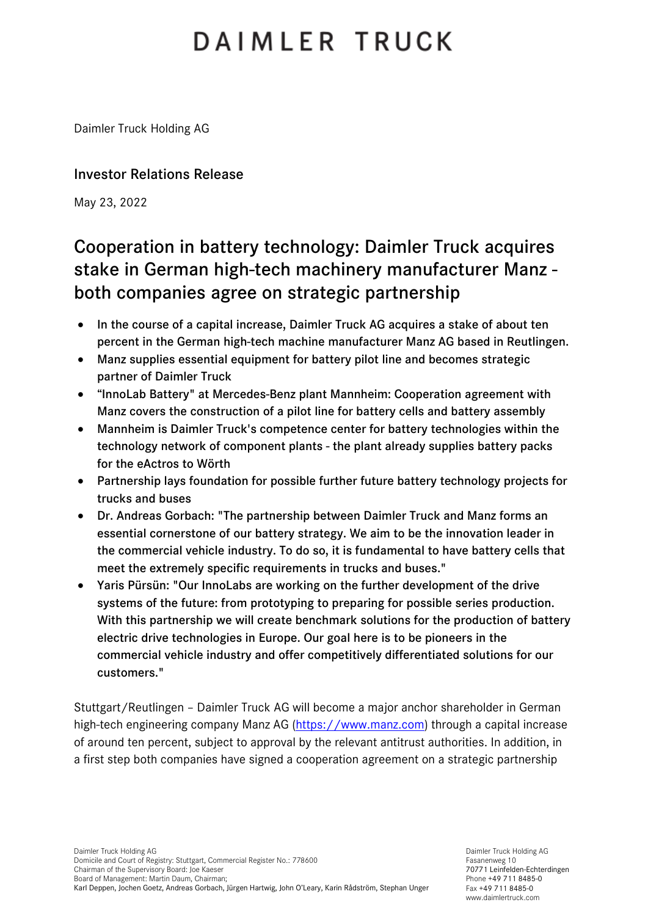# DAIMLER TRUCK

Daimler Truck Holding AG

## Investor Relations Release

May 23, 2022

## Cooperation in battery technology: Daimler Truck acquires stake in German high-tech machinery manufacturer Manz - both companies agree on strategic partnership

- In the course of a capital increase, Daimler Truck AG acquires a stake of about ten percent in the German high-tech machine manufacturer Manz AG based in Reutlingen.
- Manz supplies essential equipment for battery pilot line and becomes strategic partner of Daimler Truck
- "InnoLab Battery" at Mercedes-Benz plant Mannheim: Cooperation agreement with Manz covers the construction of a pilot line for battery cells and battery assembly
- Mannheim is Daimler Truck's competence center for battery technologies within the technology network of component plants - the plant already supplies battery packs for the eActros to Wörth
- Partnership lays foundation for possible further future battery technology projects for trucks and buses
- Dr. Andreas Gorbach: "The partnership between Daimler Truck and Manz forms an essential cornerstone of our battery strategy. We aim to be the innovation leader in the commercial vehicle industry. To do so, it is fundamental to have battery cells that meet the extremely specific requirements in trucks and buses."
- Yaris Pürsün: "Our InnoLabs are working on the further development of the drive systems of the future: from prototyping to preparing for possible series production. With this partnership we will create benchmark solutions for the production of battery electric drive technologies in Europe. Our goal here is to be pioneers in the commercial vehicle industry and offer competitively differentiated solutions for our customers."

Stuttgart/Reutlingen – Daimler Truck AG will become a major anchor shareholder in German high-tech engineering company Manz AG (https://www.manz.com) through a capital increase of around ten percent, subject to approval by the relevant antitrust authorities. In addition, in a first step both companies have signed a cooperation agreement on a strategic partnership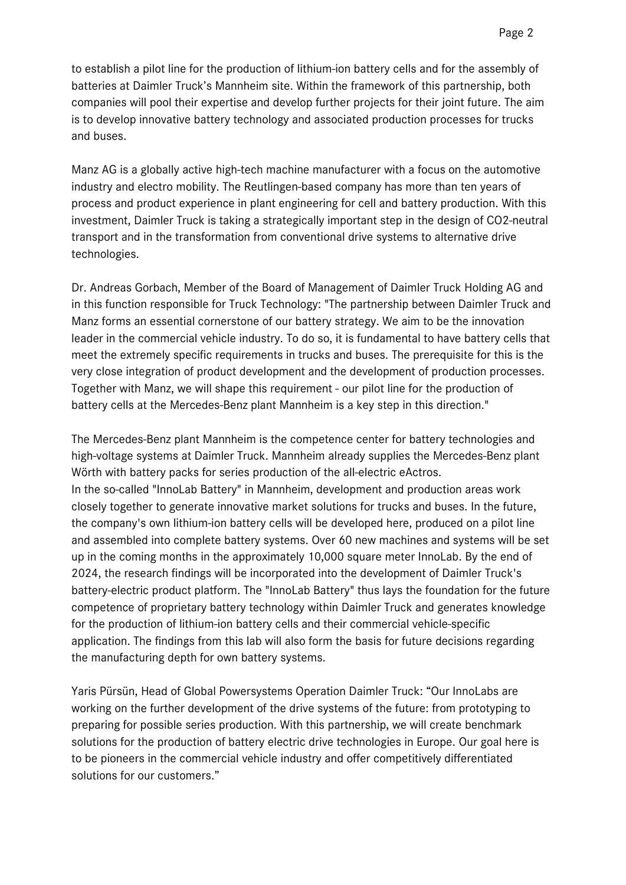to establish a pilot line for the production of lithium-ion battery cells and for the assembly of batteries at Daimler Truck's Mannheim site. Within the framework of this partnership, both companies will pool their expertise and develop further projects for their joint future. The aim is to develop innovative battery technology and associated production processes for trucks and buses.

Manz AG is a globally active high-tech machine manufacturer with a focus on the automotive industry and electro mobility. The Reutlingen-based company has more than ten years of process and product experience in plant engineering for cell and battery production. With this investment, Daimler Truck is taking a strategically important step in the design of $CO_2$-neutral transport and in the transformation from conventional drive systems to alternative drive technologies.

Dr. Andreas Gorbach, Member of the Board of Management of Daimler Truck Holding AG and in this function responsible for Truck Technology: "The partnership between Daimler Truck and Manz forms an essential cornerstone of our battery strategy. We aim to be the innovation leader in the commercial vehicle industry. To do so, it is fundamental to have battery cells that meet the extremely specific requirements in trucks and buses. The prerequisite for this is the very close integration of product development and the development of production processes. Together with Manz, we will shape this requirement - our pilot line for the production of battery cells at the Mercedes-Benz plant Mannheim is a key step in this direction."

The Mercedes-Benz plant Mannheim is the competence center for battery technologies and high-voltage systems at Daimler Truck. Mannheim already supplies the Mercedes-Benz plant Wörth with battery packs for series production of the all-electric eActros.
In the so-called "InnoLab Battery" in Mannheim, development and production areas work closely together to generate innovative market solutions for trucks and buses. In the future, the company's own lithium-ion battery cells will be developed here, produced on a pilot line and assembled into complete battery systems. Over 60 new machines and systems will be set up in the coming months in the approximately 10,000 square meter InnoLab. By the end of 2024, the research findings will be incorporated into the development of Daimler Truck's battery-electric product platform. The "InnoLab Battery" thus lays the foundation for the future competence of proprietary battery technology within Daimler Truck and generates knowledge for the production of lithium-ion battery cells and their commercial vehicle-specific application. The findings from this lab will also form the basis for future decisions regarding the manufacturing depth for own battery systems.

Yaris Pürsün, Head of Global Powersystems Operation Daimler Truck: "Our InnoLabs are working on the further development of the drive systems of the future: from prototyping to preparing for possible series production. With this partnership, we will create benchmark solutions for the production of battery electric drive technologies in Europe. Our goal here is to be pioneers in the commercial vehicle industry and offer competitively differentiated solutions for our customers."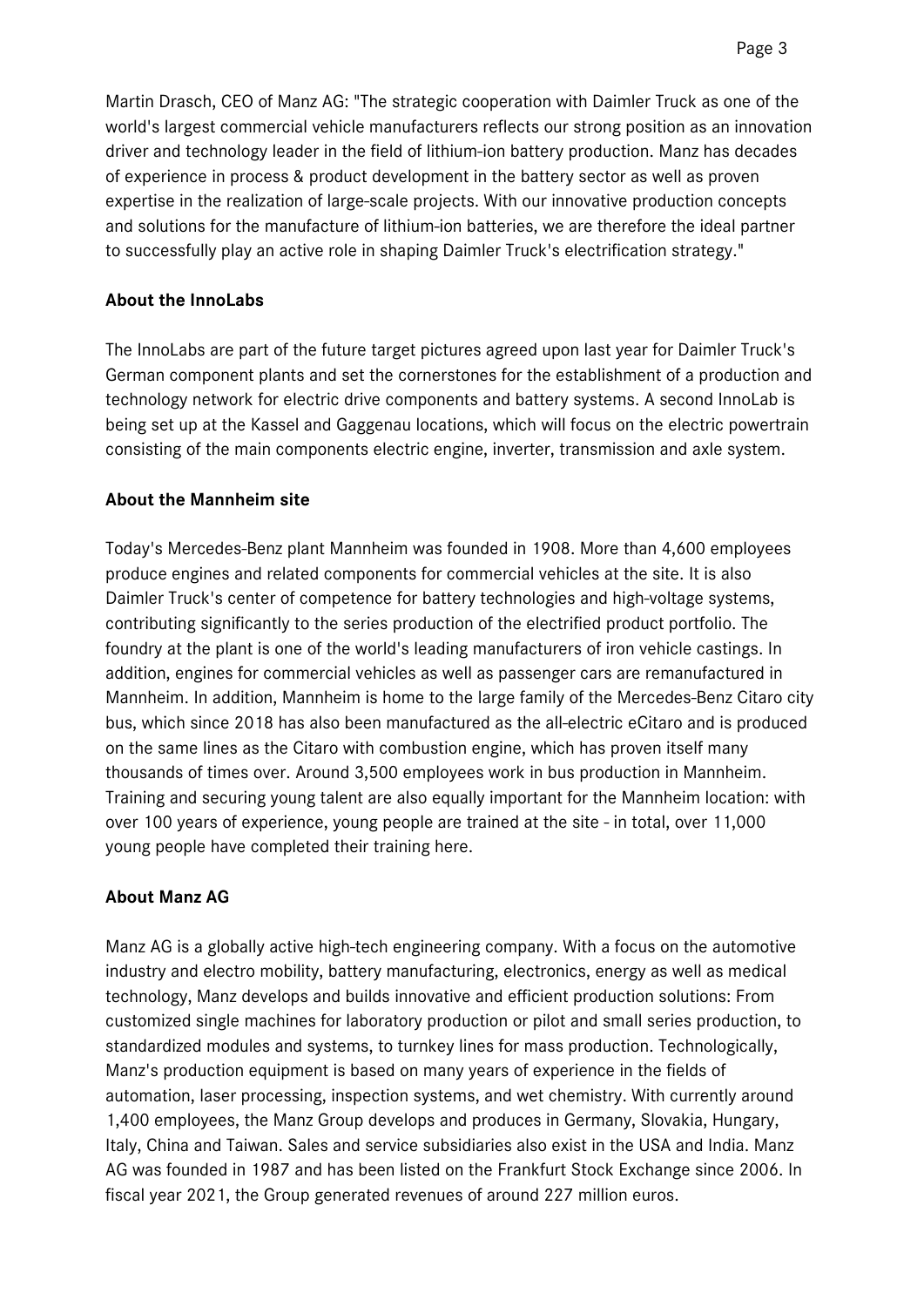Martin Drasch, CEO of Manz AG: "The strategic cooperation with Daimler Truck as one of the world's largest commercial vehicle manufacturers reflects our strong position as an innovation driver and technology leader in the field of lithium-ion battery production. Manz has decades of experience in process & product development in the battery sector as well as proven expertise in the realization of large-scale projects. With our innovative production concepts and solutions for the manufacture of lithium-ion batteries, we are therefore the ideal partner to successfully play an active role in shaping Daimler Truck's electrification strategy."

**About the InnoLabs**

The InnoLabs are part of the future target pictures agreed upon last year for Daimler Truck's German component plants and set the cornerstones for the establishment of a production and technology network for electric drive components and battery systems. A second InnoLab is being set up at the Kassel and Gaggenau locations, which will focus on the electric powertrain consisting of the main components electric engine, inverter, transmission and axle system.

**About the Mannheim site**

Today's Mercedes-Benz plant Mannheim was founded in 1908. More than 4,600 employees produce engines and related components for commercial vehicles at the site. It is also Daimler Truck's center of competence for battery technologies and high-voltage systems, contributing significantly to the series production of the electrified product portfolio. The foundry at the plant is one of the world's leading manufacturers of iron vehicle castings. In addition, engines for commercial vehicles as well as passenger cars are remanufactured in Mannheim. In addition, Mannheim is home to the large family of the Mercedes-Benz Citaro city bus, which since 2018 has also been manufactured as the all-electric eCitaro and is produced on the same lines as the Citaro with combustion engine, which has proven itself many thousands of times over. Around 3,500 employees work in bus production in Mannheim. Training and securing young talent are also equally important for the Mannheim location: with over 100 years of experience, young people are trained at the site - in total, over 11,000 young people have completed their training here.

**About Manz AG**

Manz AG is a globally active high-tech engineering company. With a focus on the automotive industry and electro mobility, battery manufacturing, electronics, energy as well as medical technology, Manz develops and builds innovative and efficient production solutions: From customized single machines for laboratory production or pilot and small series production, to standardized modules and systems, to turnkey lines for mass production. Technologically, Manz's production equipment is based on many years of experience in the fields of automation, laser processing, inspection systems, and wet chemistry. With currently around 1,400 employees, the Manz Group develops and produces in Germany, Slovakia, Hungary, Italy, China and Taiwan. Sales and service subsidiaries also exist in the USA and India. Manz AG was founded in 1987 and has been listed on the Frankfurt Stock Exchange since 2006. In fiscal year 2021, the Group generated revenues of around 227 million euros.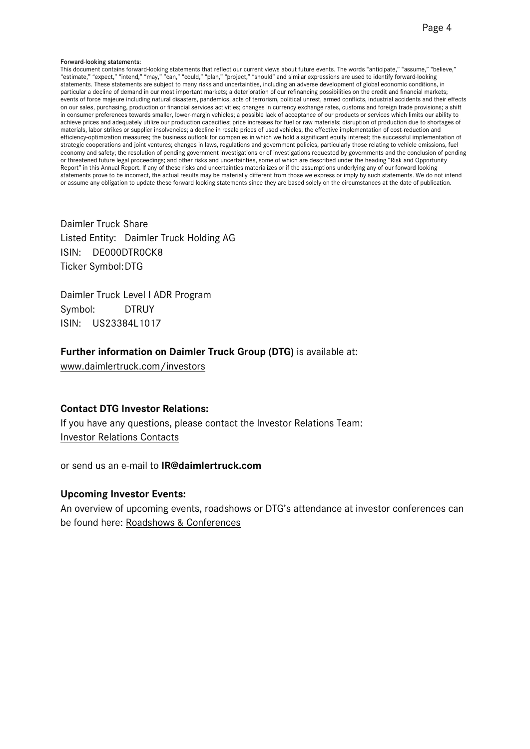**Forward-looking statements:**
This document contains forward-looking statements that reflect our current views about future events. The words "anticipate," "assume," "believe," "estimate," "expect," "intend," "may," "can," "could," "plan," "project," "should" and similar expressions are used to identify forward-looking statements. These statements are subject to many risks and uncertainties, including an adverse development of global economic conditions, in particular a decline of demand in our most important markets; a deterioration of our refinancing possibilities on the credit and financial markets; events of force majeure including natural disasters, pandemics, acts of terrorism, political unrest, armed conflicts, industrial accidents and their effects on our sales, purchasing, production or financial services activities; changes in currency exchange rates, customs and foreign trade provisions; a shift in consumer preferences towards smaller, lower-margin vehicles; a possible lack of acceptance of our products or services which limits our ability to achieve prices and adequately utilize our production capacities; price increases for fuel or raw materials; disruption of production due to shortages of materials, labor strikes or supplier insolvencies; a decline in resale prices of used vehicles; the effective implementation of cost-reduction and efficiency-optimization measures; the business outlook for companies in which we hold a significant equity interest; the successful implementation of strategic cooperations and joint ventures; changes in laws, regulations and government policies, particularly those relating to vehicle emissions, fuel economy and safety; the resolution of pending government investigations or of investigations requested by governments and the conclusion of pending or threatened future legal proceedings; and other risks and uncertainties, some of which are described under the heading "Risk and Opportunity Report" in this Annual Report. If any of these risks and uncertainties materializes or if the assumptions underlying any of our forward-looking statements prove to be incorrect, the actual results may be materially different from those we express or imply by such statements. We do not intend or assume any obligation to update these forward-looking statements since they are based solely on the circumstances at the date of publication.

Daimler Truck Share
Listed Entity: Daimler Truck Holding AG
ISIN: DE000DTR0CK8
Ticker Symbol: DTG

Daimler Truck Level I ADR Program
Symbol: DTRUY
ISIN: US23384L1017

**Further information on Daimler Truck Group (DTG)** is available at:
www.daimlertruck.com/investors

**Contact DTG Investor Relations:**
If you have any questions, please contact the Investor Relations Team:
Investor Relations Contacts

or send us an e-mail to **IR@daimlertruck.com**

**Upcoming Investor Events:**
An overview of upcoming events, roadshows or DTG's attendance at investor conferences can be found here: Roadshows & Conferences